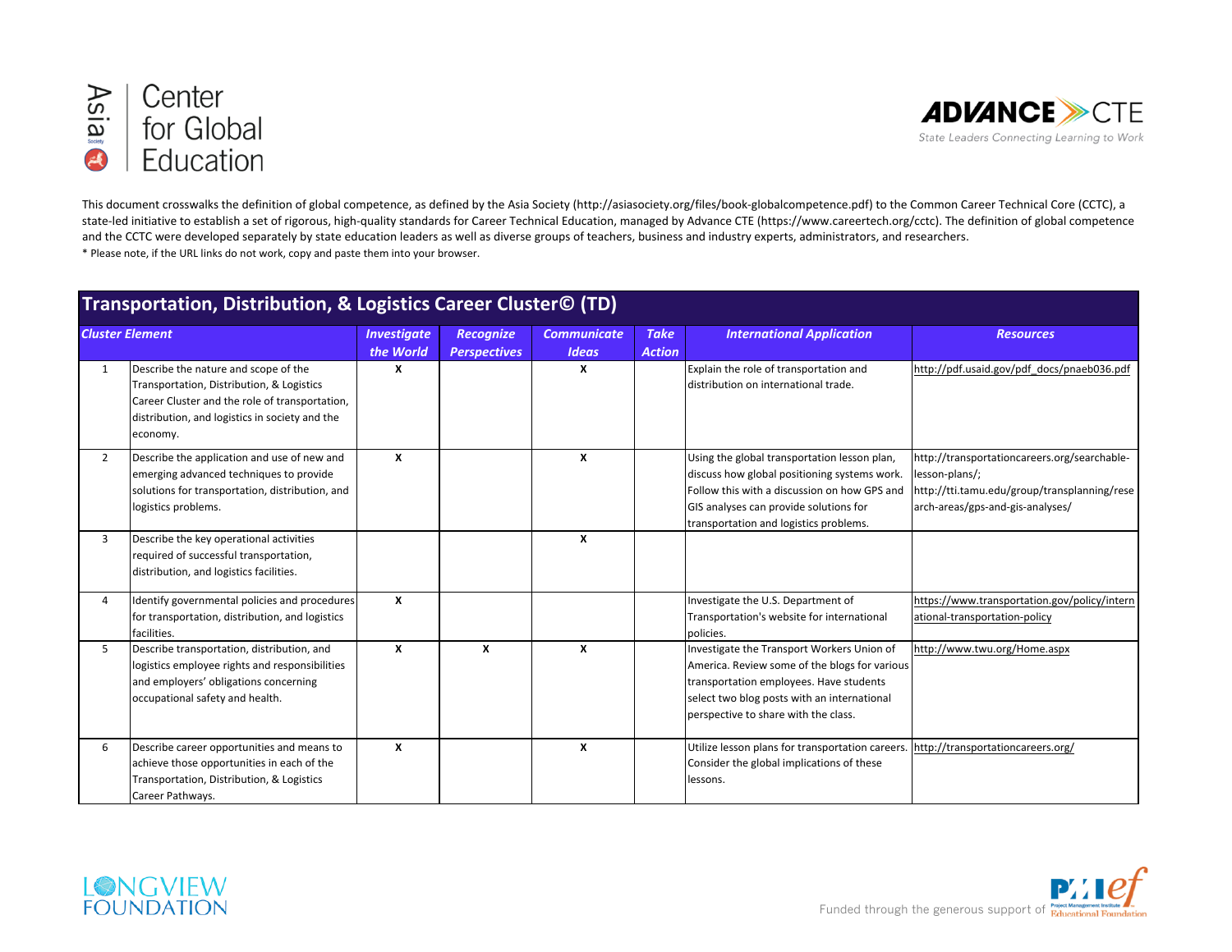Asia Society Center for Global Education

ADVANCE CTE — State Leaders Connecting Learning to Work

This document crosswalks the definition of global competence, as defined by the Asia Society (http://asiasociety.org/files/book-globalcompetence.pdf) to the Common Career Technical Core (CCTC), a state-led initiative to establish a set of rigorous, high-quality standards for Career Technical Education, managed by Advance CTE (https://www.careertech.org/cctc). The definition of global competence and the CCTC were developed separately by state education leaders as well as diverse groups of teachers, business and industry experts, administrators, and researchers.
* Please note, if the URL links do not work, copy and paste them into your browser.

## Transportation, Distribution, & Logistics Career Cluster© (TD)

| Cluster Element | | Investigate the World | Recognize Perspectives | Communicate Ideas | Take Action | International Application | Resources |
|---|---|---|---|---|---|---|---|
| 1 | Describe the nature and scope of the Transportation, Distribution, & Logistics Career Cluster and the role of transportation, distribution, and logistics in society and the economy. | X | | X | | Explain the role of transportation and distribution on international trade. | http://pdf.usaid.gov/pdf_docs/pnaeb036.pdf |
| 2 | Describe the application and use of new and emerging advanced techniques to provide solutions for transportation, distribution, and logistics problems. | X | | X | | Using the global transportation lesson plan, discuss how global positioning systems work. Follow this with a discussion on how GPS and GIS analyses can provide solutions for transportation and logistics problems. | http://transportationcareers.org/searchable-lesson-plans/; http://tti.tamu.edu/group/transplanning/research-areas/gps-and-gis-analyses/ |
| 3 | Describe the key operational activities required of successful transportation, distribution, and logistics facilities. | | | X | | | |
| 4 | Identify governmental policies and procedures for transportation, distribution, and logistics facilities. | X | | | | Investigate the U.S. Department of Transportation's website for international policies. | https://www.transportation.gov/policy/international-transportation-policy |
| 5 | Describe transportation, distribution, and logistics employee rights and responsibilities and employers' obligations concerning occupational safety and health. | X | X | X | | Investigate the Transport Workers Union of America. Review some of the blogs for various transportation employees. Have students select two blog posts with an international perspective to share with the class. | http://www.twu.org/Home.aspx |
| 6 | Describe career opportunities and means to achieve those opportunities in each of the Transportation, Distribution, & Logistics Career Pathways. | X | | X | | Utilize lesson plans for transportation careers. Consider the global implications of these lessons. | http://transportationcareers.org/ |

LONGVIEW FOUNDATION

Funded through the generous support of PMIef Project Management Institute Educational Foundation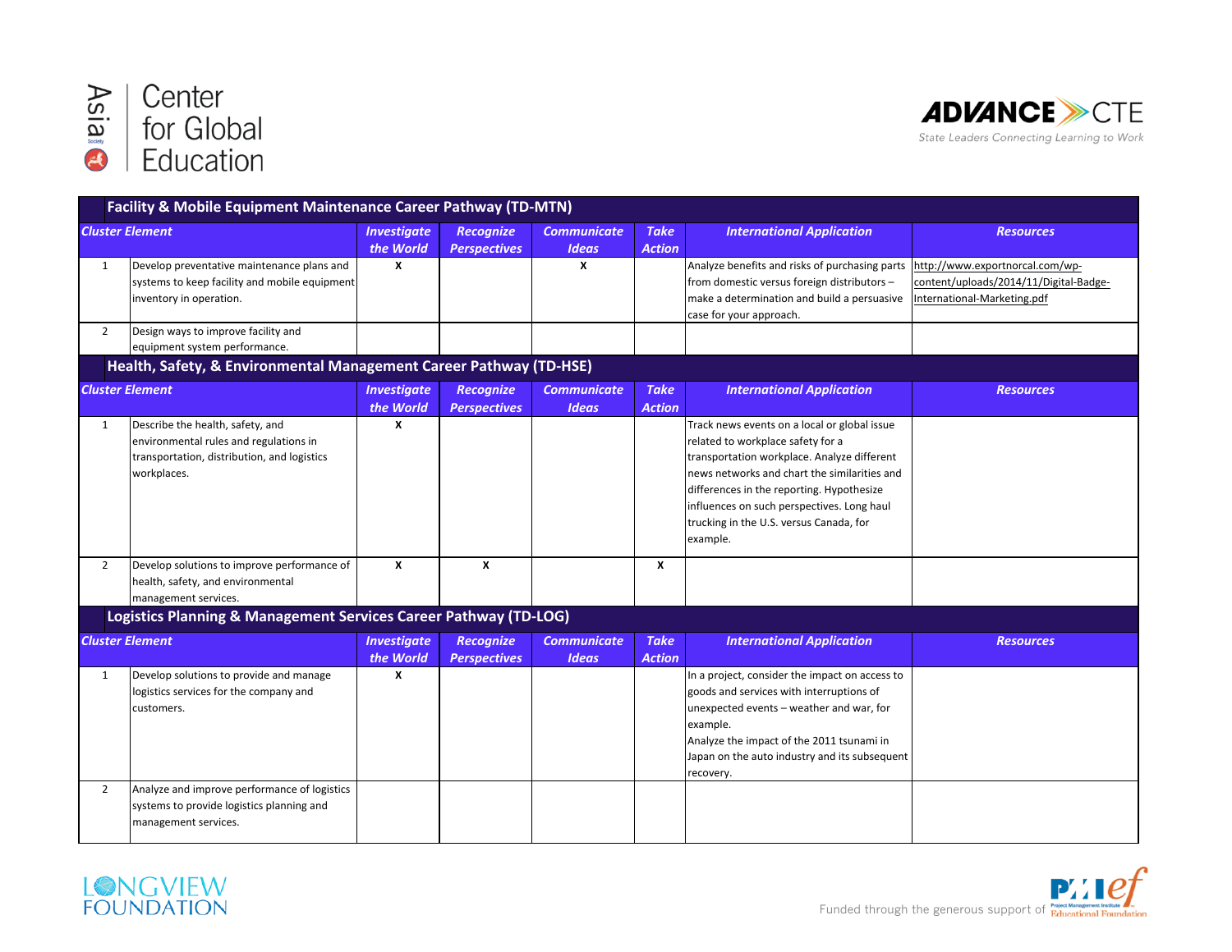## Facility & Mobile Equipment Maintenance Career Pathway (TD-MTN)

| | Cluster Element | Investigate the World | Recognize Perspectives | Communicate Ideas | Take Action | International Application | Resources |
|---|---|---|---|---|---|---|---|
| 1 | Develop preventative maintenance plans and systems to keep facility and mobile equipment inventory in operation. | X | | X | | Analyze benefits and risks of purchasing parts from domestic versus foreign distributors – make a determination and build a persuasive case for your approach. | http://www.exportnorcal.com/wp-content/uploads/2014/11/Digital-Badge-International-Marketing.pdf |
| 2 | Design ways to improve facility and equipment system performance. | | | | | | |

## Health, Safety, & Environmental Management Career Pathway (TD-HSE)

| | Cluster Element | Investigate the World | Recognize Perspectives | Communicate Ideas | Take Action | International Application | Resources |
|---|---|---|---|---|---|---|---|
| 1 | Describe the health, safety, and environmental rules and regulations in transportation, distribution, and logistics workplaces. | X | | | | Track news events on a local or global issue related to workplace safety for a transportation workplace. Analyze different news networks and chart the similarities and differences in the reporting. Hypothesize influences on such perspectives. Long haul trucking in the U.S. versus Canada, for example. | |
| 2 | Develop solutions to improve performance of health, safety, and environmental management services. | X | X | | X | | |

## Logistics Planning & Management Services Career Pathway (TD-LOG)

| | Cluster Element | Investigate the World | Recognize Perspectives | Communicate Ideas | Take Action | International Application | Resources |
|---|---|---|---|---|---|---|---|
| 1 | Develop solutions to provide and manage logistics services for the company and customers. | X | | | | In a project, consider the impact on access to goods and services with interruptions of unexpected events – weather and war, for example.<br>Analyze the impact of the 2011 tsunami in Japan on the auto industry and its subsequent recovery. | |
| 2 | Analyze and improve performance of logistics systems to provide logistics planning and management services. | | | | | | |

Funded through the generous support of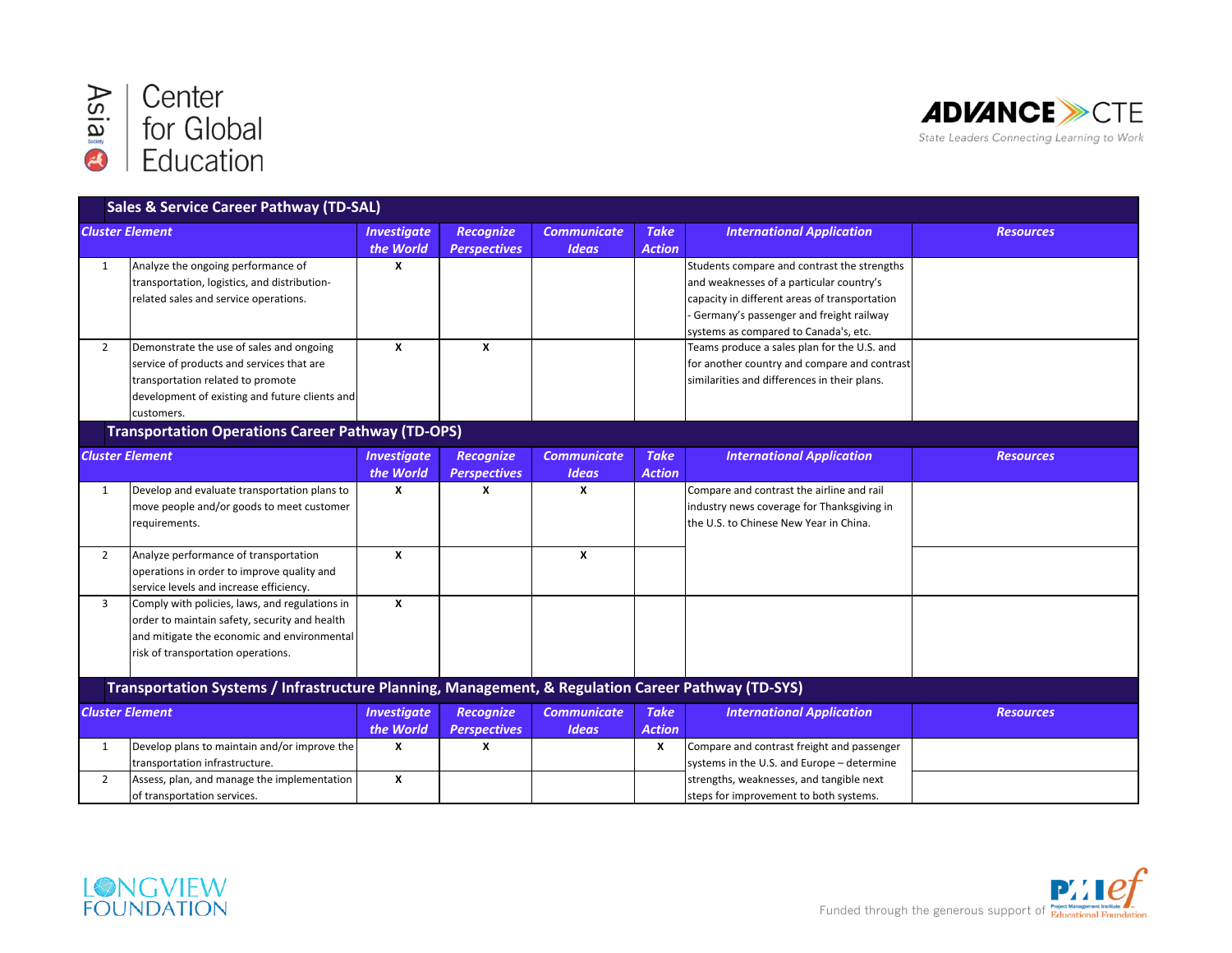## Sales & Service Career Pathway (TD-SAL)

| | Cluster Element | Investigate the World | Recognize Perspectives | Communicate Ideas | Take Action | International Application | Resources |
|---|---|---|---|---|---|---|---|
| 1 | Analyze the ongoing performance of transportation, logistics, and distribution-related sales and service operations. | X | | | | Students compare and contrast the strengths and weaknesses of a particular country's capacity in different areas of transportation - Germany's passenger and freight railway systems as compared to Canada's, etc. | |
| 2 | Demonstrate the use of sales and ongoing service of products and services that are transportation related to promote development of existing and future clients and customers. | X | X | | | Teams produce a sales plan for the U.S. and for another country and compare and contrast similarities and differences in their plans. | |

## Transportation Operations Career Pathway (TD-OPS)

| | Cluster Element | Investigate the World | Recognize Perspectives | Communicate Ideas | Take Action | International Application | Resources |
|---|---|---|---|---|---|---|---|
| 1 | Develop and evaluate transportation plans to move people and/or goods to meet customer requirements. | X | X | X | | Compare and contrast the airline and rail industry news coverage for Thanksgiving in the U.S. to Chinese New Year in China. | |
| 2 | Analyze performance of transportation operations in order to improve quality and service levels and increase efficiency. | X | | X | | | |
| 3 | Comply with policies, laws, and regulations in order to maintain safety, security and health and mitigate the economic and environmental risk of transportation operations. | X | | | | | |

## Transportation Systems / Infrastructure Planning, Management, & Regulation Career Pathway (TD-SYS)

| | Cluster Element | Investigate the World | Recognize Perspectives | Communicate Ideas | Take Action | International Application | Resources |
|---|---|---|---|---|---|---|---|
| 1 | Develop plans to maintain and/or improve the transportation infrastructure. | X | X | | X | Compare and contrast freight and passenger systems in the U.S. and Europe – determine strengths, weaknesses, and tangible next steps for improvement to both systems. | |
| 2 | Assess, plan, and manage the implementation of transportation services. | X | | | | | |

Funded through the generous support of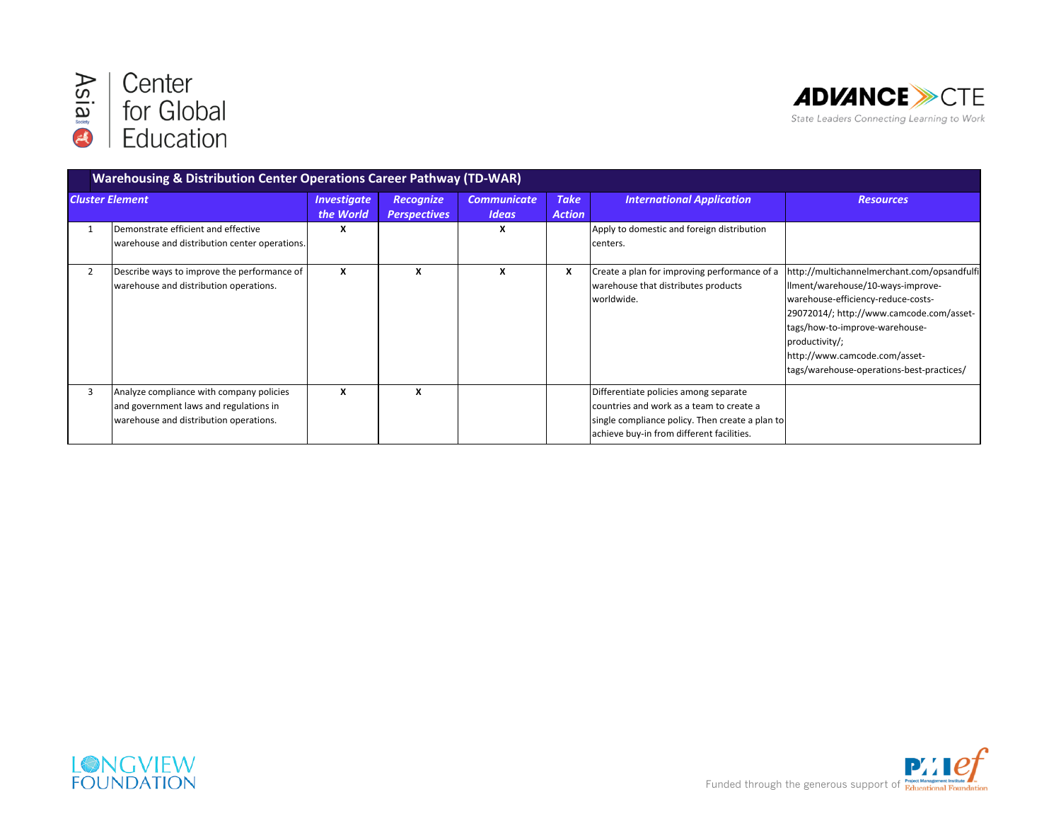## Warehousing & Distribution Center Operations Career Pathway (TD-WAR)

| Cluster Element | | Investigate the World | Recognize Perspectives | Communicate Ideas | Take Action | International Application | Resources |
|---|---|---|---|---|---|---|---|
| 1 | Demonstrate efficient and effective warehouse and distribution center operations. | X | | X | | Apply to domestic and foreign distribution centers. | |
| 2 | Describe ways to improve the performance of warehouse and distribution operations. | X | X | X | X | Create a plan for improving performance of a warehouse that distributes products worldwide. | http://multichannelmerchant.com/opsandfulfillment/warehouse/10-ways-improve-warehouse-efficiency-reduce-costs-29072014/; http://www.camcode.com/asset-tags/how-to-improve-warehouse-productivity/; http://www.camcode.com/asset-tags/warehouse-operations-best-practices/ |
| 3 | Analyze compliance with company policies and government laws and regulations in warehouse and distribution operations. | X | X | | | Differentiate policies among separate countries and work as a team to create a single compliance policy. Then create a plan to achieve buy-in from different facilities. | |

Funded through the generous support of